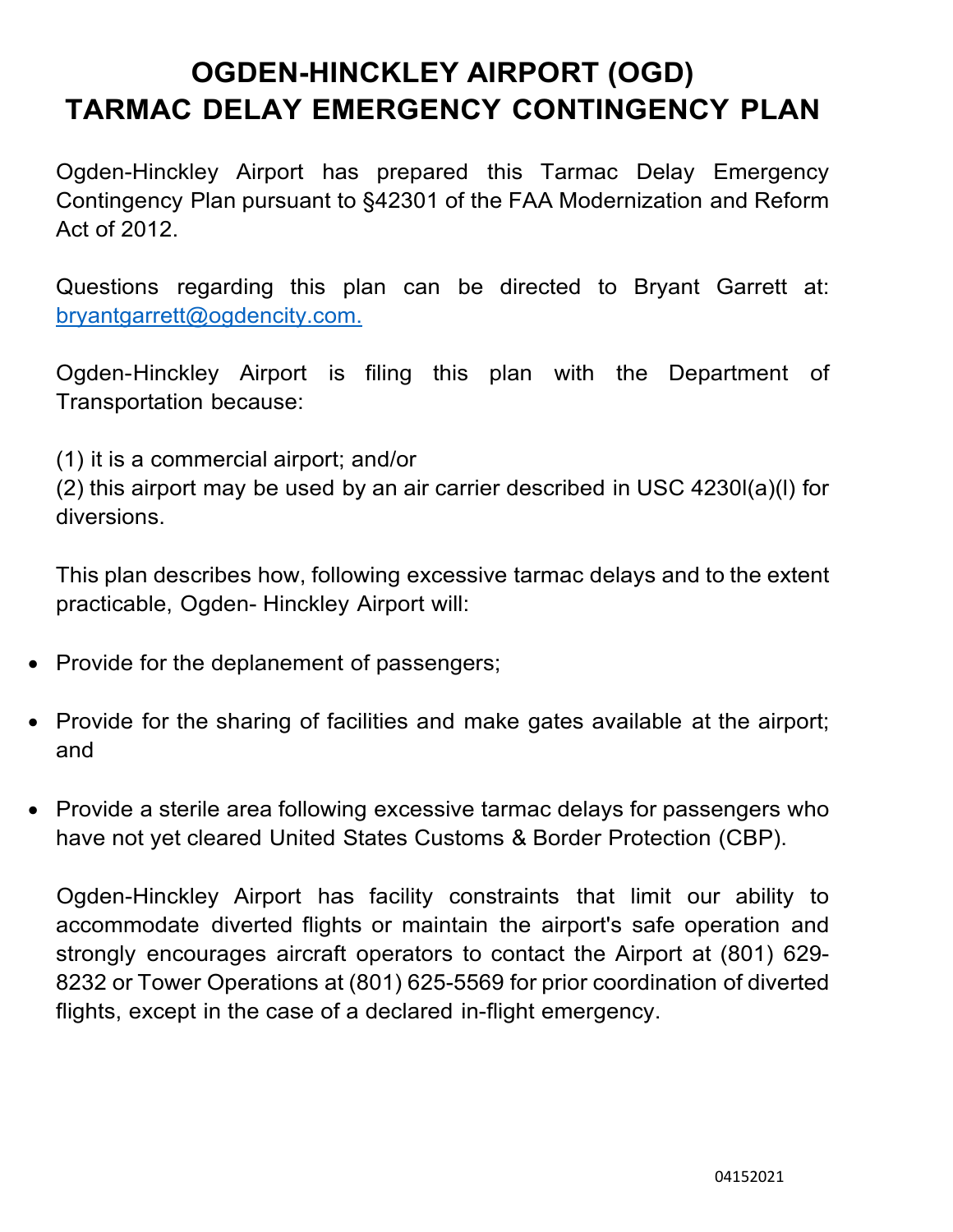# OGDEN-HINCKLEY AIRPORT (OGD)
# TARMAC DELAY EMERGENCY CONTINGENCY PLAN

Ogden-Hinckley Airport has prepared this Tarmac Delay Emergency Contingency Plan pursuant to §42301 of the FAA Modernization and Reform Act of 2012.

Questions regarding this plan can be directed to Bryant Garrett at: bryantgarrett@ogdencity.com.

Ogden-Hinckley Airport is filing this plan with the Department of Transportation because:

(1) it is a commercial airport; and/or
(2) this airport may be used by an air carrier described in USC 4230l(a)(l) for diversions.

This plan describes how, following excessive tarmac delays and to the extent practicable, Ogden- Hinckley Airport will:

- Provide for the deplanement of passengers;
- Provide for the sharing of facilities and make gates available at the airport; and
- Provide a sterile area following excessive tarmac delays for passengers who have not yet cleared United States Customs & Border Protection (CBP).

Ogden-Hinckley Airport has facility constraints that limit our ability to accommodate diverted flights or maintain the airport's safe operation and strongly encourages aircraft operators to contact the Airport at (801) 629-8232 or Tower Operations at (801) 625-5569 for prior coordination of diverted flights, except in the case of a declared in-flight emergency.

04152021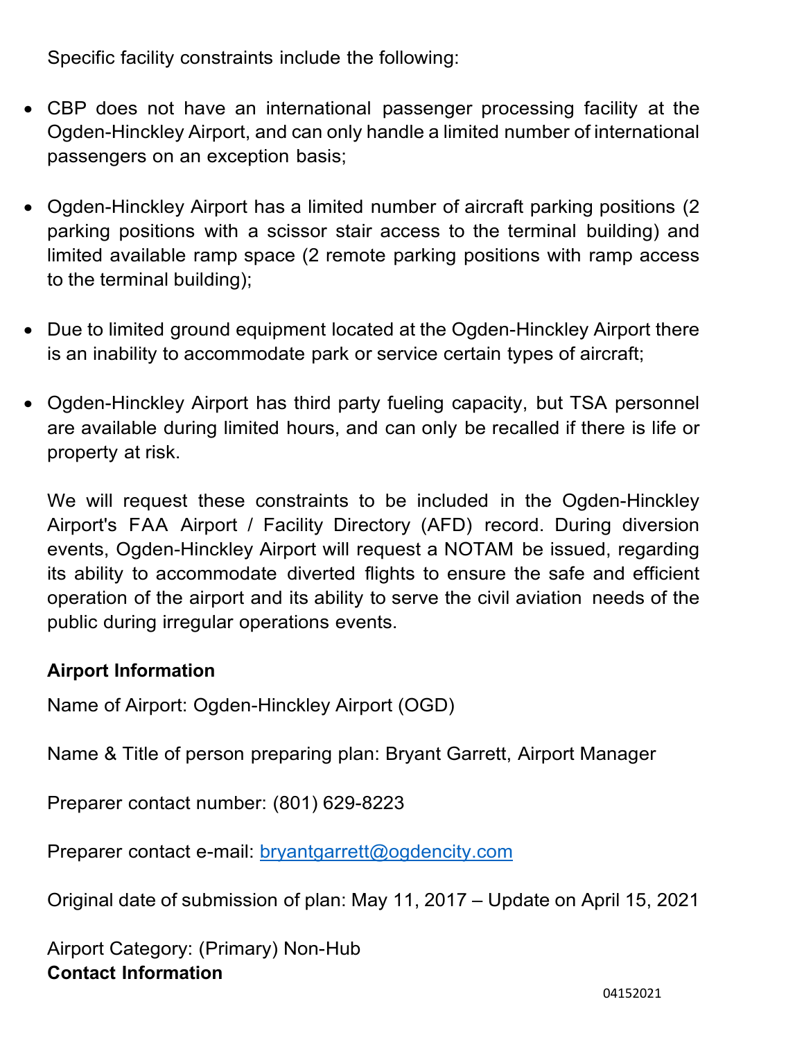Specific facility constraints include the following:

- CBP does not have an international passenger processing facility at the Ogden-Hinckley Airport, and can only handle a limited number of international passengers on an exception basis;
- Ogden-Hinckley Airport has a limited number of aircraft parking positions (2 parking positions with a scissor stair access to the terminal building) and limited available ramp space (2 remote parking positions with ramp access to the terminal building);
- Due to limited ground equipment located at the Ogden-Hinckley Airport there is an inability to accommodate park or service certain types of aircraft;
- Ogden-Hinckley Airport has third party fueling capacity, but TSA personnel are available during limited hours, and can only be recalled if there is life or property at risk.

We will request these constraints to be included in the Ogden-Hinckley Airport's FAA Airport / Facility Directory (AFD) record. During diversion events, Ogden-Hinckley Airport will request a NOTAM be issued, regarding its ability to accommodate diverted flights to ensure the safe and efficient operation of the airport and its ability to serve the civil aviation needs of the public during irregular operations events.

**Airport Information**

Name of Airport: Ogden-Hinckley Airport (OGD)

Name & Title of person preparing plan: Bryant Garrett, Airport Manager

Preparer contact number: (801) 629-8223

Preparer contact e-mail: bryantgarrett@ogdencity.com

Original date of submission of plan: May 11, 2017 – Update on April 15, 2021

Airport Category: (Primary) Non-Hub

**Contact Information**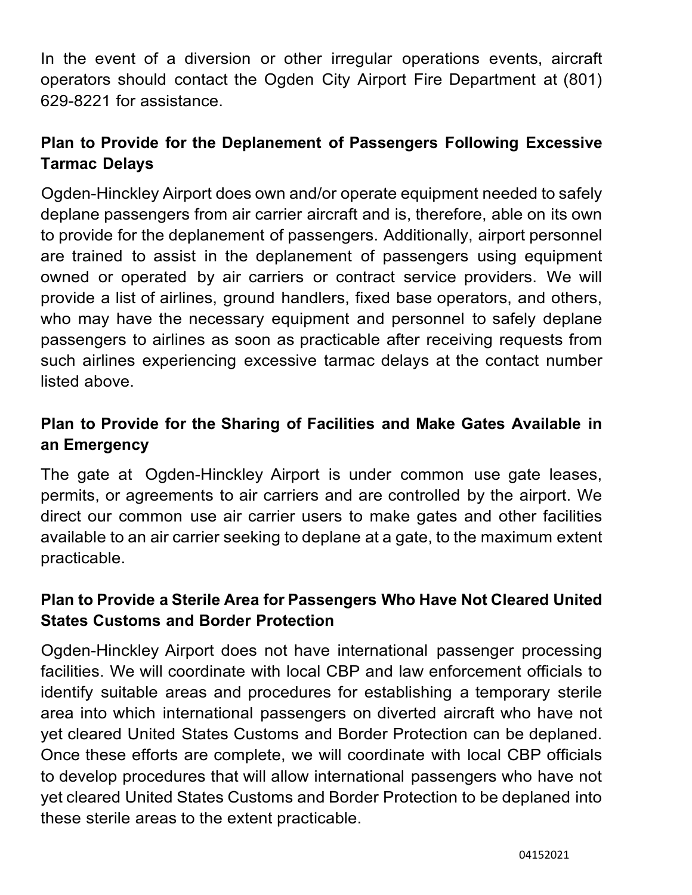In the event of a diversion or other irregular operations events, aircraft operators should contact the Ogden City Airport Fire Department at (801) 629-8221 for assistance.

## Plan to Provide for the Deplanement of Passengers Following Excessive Tarmac Delays

Ogden-Hinckley Airport does own and/or operate equipment needed to safely deplane passengers from air carrier aircraft and is, therefore, able on its own to provide for the deplanement of passengers. Additionally, airport personnel are trained to assist in the deplanement of passengers using equipment owned or operated by air carriers or contract service providers. We will provide a list of airlines, ground handlers, fixed base operators, and others, who may have the necessary equipment and personnel to safely deplane passengers to airlines as soon as practicable after receiving requests from such airlines experiencing excessive tarmac delays at the contact number listed above.

## Plan to Provide for the Sharing of Facilities and Make Gates Available in an Emergency

The gate at Ogden-Hinckley Airport is under common use gate leases, permits, or agreements to air carriers and are controlled by the airport. We direct our common use air carrier users to make gates and other facilities available to an air carrier seeking to deplane at a gate, to the maximum extent practicable.

## Plan to Provide a Sterile Area for Passengers Who Have Not Cleared United States Customs and Border Protection

Ogden-Hinckley Airport does not have international passenger processing facilities. We will coordinate with local CBP and law enforcement officials to identify suitable areas and procedures for establishing a temporary sterile area into which international passengers on diverted aircraft who have not yet cleared United States Customs and Border Protection can be deplaned. Once these efforts are complete, we will coordinate with local CBP officials to develop procedures that will allow international passengers who have not yet cleared United States Customs and Border Protection to be deplaned into these sterile areas to the extent practicable.

04152021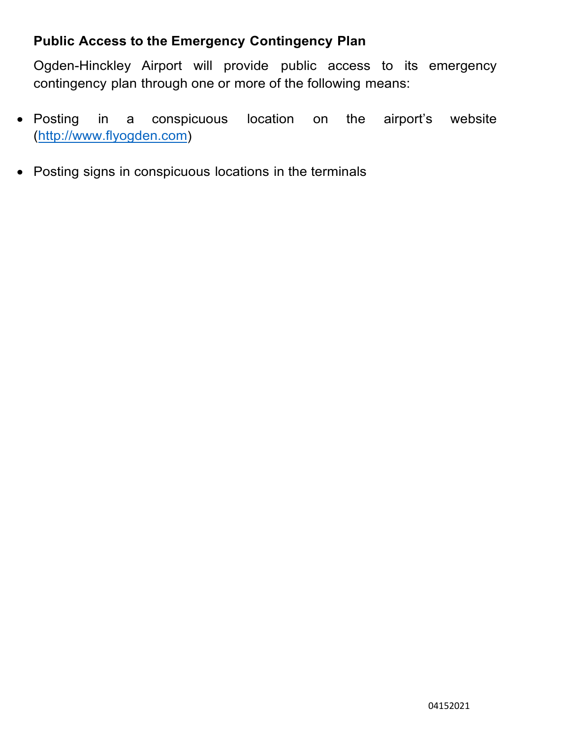### Public Access to the Emergency Contingency Plan

Ogden-Hinckley Airport will provide public access to its emergency contingency plan through one or more of the following means:

- Posting in a conspicuous location on the airport's website (http://www.flyogden.com)
- Posting signs in conspicuous locations in the terminals

04152021